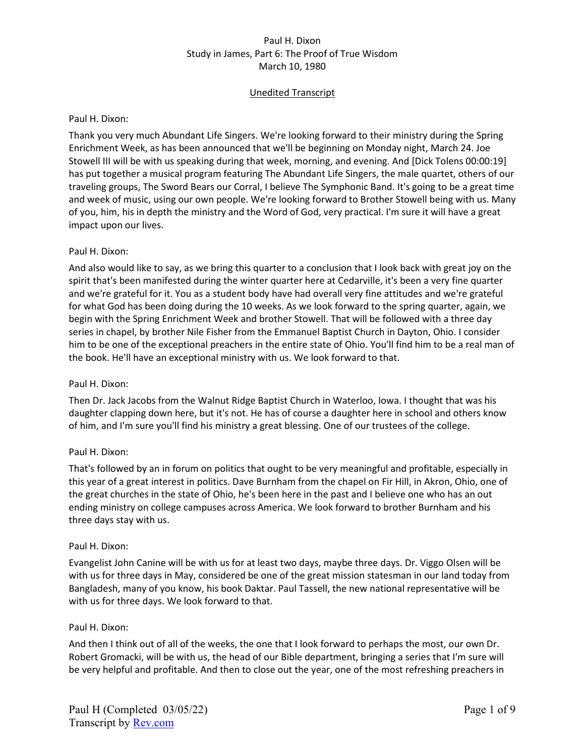Paul H. Dixon
Study in James, Part 6: The Proof of True Wisdom
March 10, 1980

Unedited Transcript

Paul H. Dixon:

Thank you very much Abundant Life Singers. We're looking forward to their ministry during the Spring Enrichment Week, as has been announced that we'll be beginning on Monday night, March 24. Joe Stowell III will be with us speaking during that week, morning, and evening. And [Dick Tolens 00:00:19] has put together a musical program featuring The Abundant Life Singers, the male quartet, others of our traveling groups, The Sword Bears our Corral, I believe The Symphonic Band. It's going to be a great time and week of music, using our own people. We're looking forward to Brother Stowell being with us. Many of you, him, his in depth the ministry and the Word of God, very practical. I'm sure it will have a great impact upon our lives.

Paul H. Dixon:

And also would like to say, as we bring this quarter to a conclusion that I look back with great joy on the spirit that's been manifested during the winter quarter here at Cedarville, it's been a very fine quarter and we're grateful for it. You as a student body have had overall very fine attitudes and we're grateful for what God has been doing during the 10 weeks. As we look forward to the spring quarter, again, we begin with the Spring Enrichment Week and brother Stowell. That will be followed with a three day series in chapel, by brother Nile Fisher from the Emmanuel Baptist Church in Dayton, Ohio. I consider him to be one of the exceptional preachers in the entire state of Ohio. You'll find him to be a real man of the book. He'll have an exceptional ministry with us. We look forward to that.

Paul H. Dixon:

Then Dr. Jack Jacobs from the Walnut Ridge Baptist Church in Waterloo, Iowa. I thought that was his daughter clapping down here, but it's not. He has of course a daughter here in school and others know of him, and I'm sure you'll find his ministry a great blessing. One of our trustees of the college.

Paul H. Dixon:

That's followed by an in forum on politics that ought to be very meaningful and profitable, especially in this year of a great interest in politics. Dave Burnham from the chapel on Fir Hill, in Akron, Ohio, one of the great churches in the state of Ohio, he's been here in the past and I believe one who has an out ending ministry on college campuses across America. We look forward to brother Burnham and his three days stay with us.

Paul H. Dixon:

Evangelist John Canine will be with us for at least two days, maybe three days. Dr. Viggo Olsen will be with us for three days in May, considered be one of the great mission statesman in our land today from Bangladesh, many of you know, his book Daktar. Paul Tassell, the new national representative will be with us for three days. We look forward to that.

Paul H. Dixon:

And then I think out of all of the weeks, the one that I look forward to perhaps the most, our own Dr. Robert Gromacki, will be with us, the head of our Bible department, bringing a series that I'm sure will be very helpful and profitable. And then to close out the year, one of the most refreshing preachers in

Paul H (Completed 03/05/22)
Transcript by Rev.com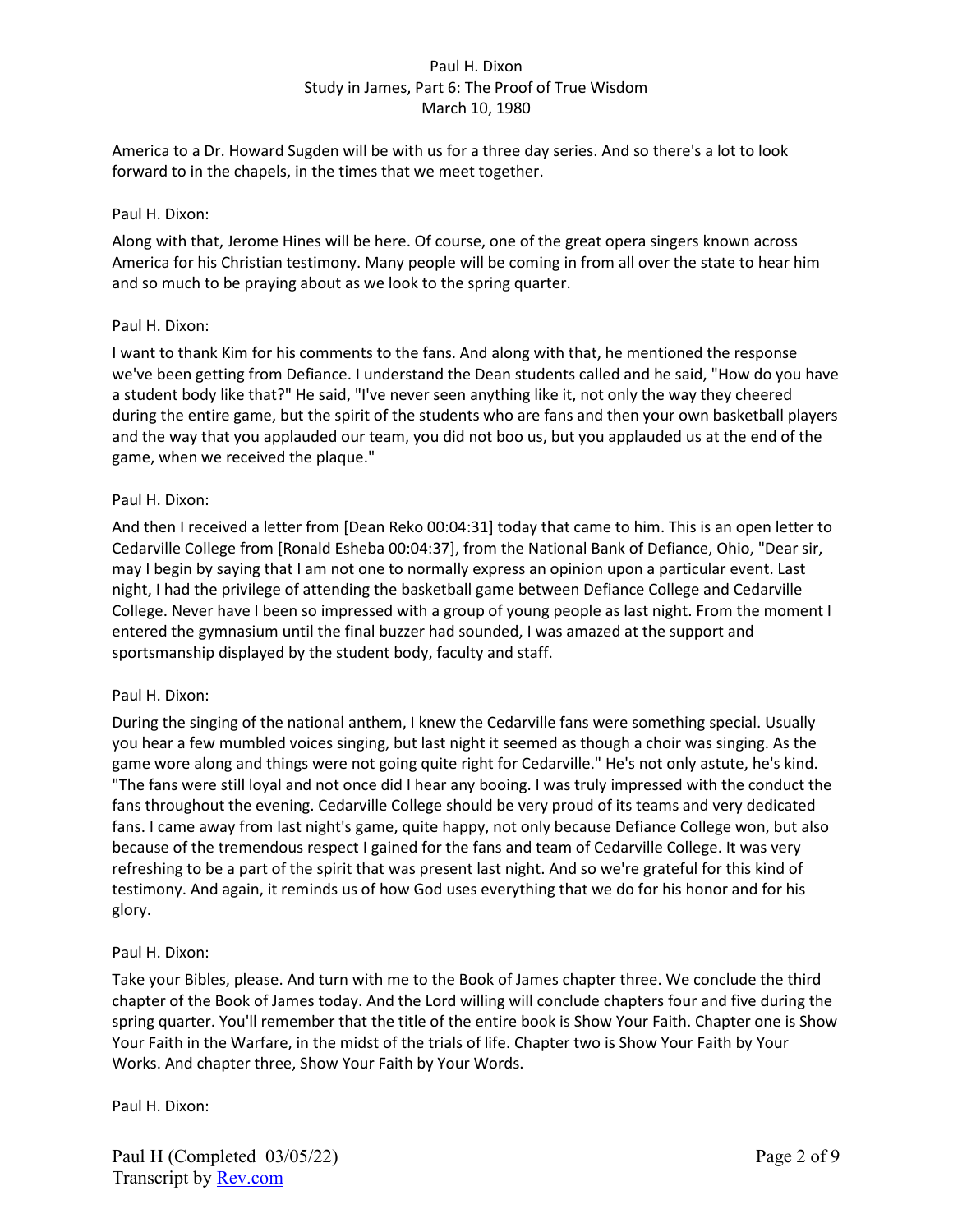America to a Dr. Howard Sugden will be with us for a three day series. And so there's a lot to look forward to in the chapels, in the times that we meet together.

Paul H. Dixon:

Along with that, Jerome Hines will be here. Of course, one of the great opera singers known across America for his Christian testimony. Many people will be coming in from all over the state to hear him and so much to be praying about as we look to the spring quarter.

Paul H. Dixon:

I want to thank Kim for his comments to the fans. And along with that, he mentioned the response we've been getting from Defiance. I understand the Dean students called and he said, "How do you have a student body like that?" He said, "I've never seen anything like it, not only the way they cheered during the entire game, but the spirit of the students who are fans and then your own basketball players and the way that you applauded our team, you did not boo us, but you applauded us at the end of the game, when we received the plaque."

Paul H. Dixon:

And then I received a letter from [Dean Reko 00:04:31] today that came to him. This is an open letter to Cedarville College from [Ronald Esheba 00:04:37], from the National Bank of Defiance, Ohio, "Dear sir, may I begin by saying that I am not one to normally express an opinion upon a particular event. Last night, I had the privilege of attending the basketball game between Defiance College and Cedarville College. Never have I been so impressed with a group of young people as last night. From the moment I entered the gymnasium until the final buzzer had sounded, I was amazed at the support and sportsmanship displayed by the student body, faculty and staff.

Paul H. Dixon:

During the singing of the national anthem, I knew the Cedarville fans were something special. Usually you hear a few mumbled voices singing, but last night it seemed as though a choir was singing. As the game wore along and things were not going quite right for Cedarville." He's not only astute, he's kind. "The fans were still loyal and not once did I hear any booing. I was truly impressed with the conduct the fans throughout the evening. Cedarville College should be very proud of its teams and very dedicated fans. I came away from last night's game, quite happy, not only because Defiance College won, but also because of the tremendous respect I gained for the fans and team of Cedarville College. It was very refreshing to be a part of the spirit that was present last night. And so we're grateful for this kind of testimony. And again, it reminds us of how God uses everything that we do for his honor and for his glory.

Paul H. Dixon:

Take your Bibles, please. And turn with me to the Book of James chapter three. We conclude the third chapter of the Book of James today. And the Lord willing will conclude chapters four and five during the spring quarter. You'll remember that the title of the entire book is Show Your Faith. Chapter one is Show Your Faith in the Warfare, in the midst of the trials of life. Chapter two is Show Your Faith by Your Works. And chapter three, Show Your Faith by Your Words.

Paul H. Dixon: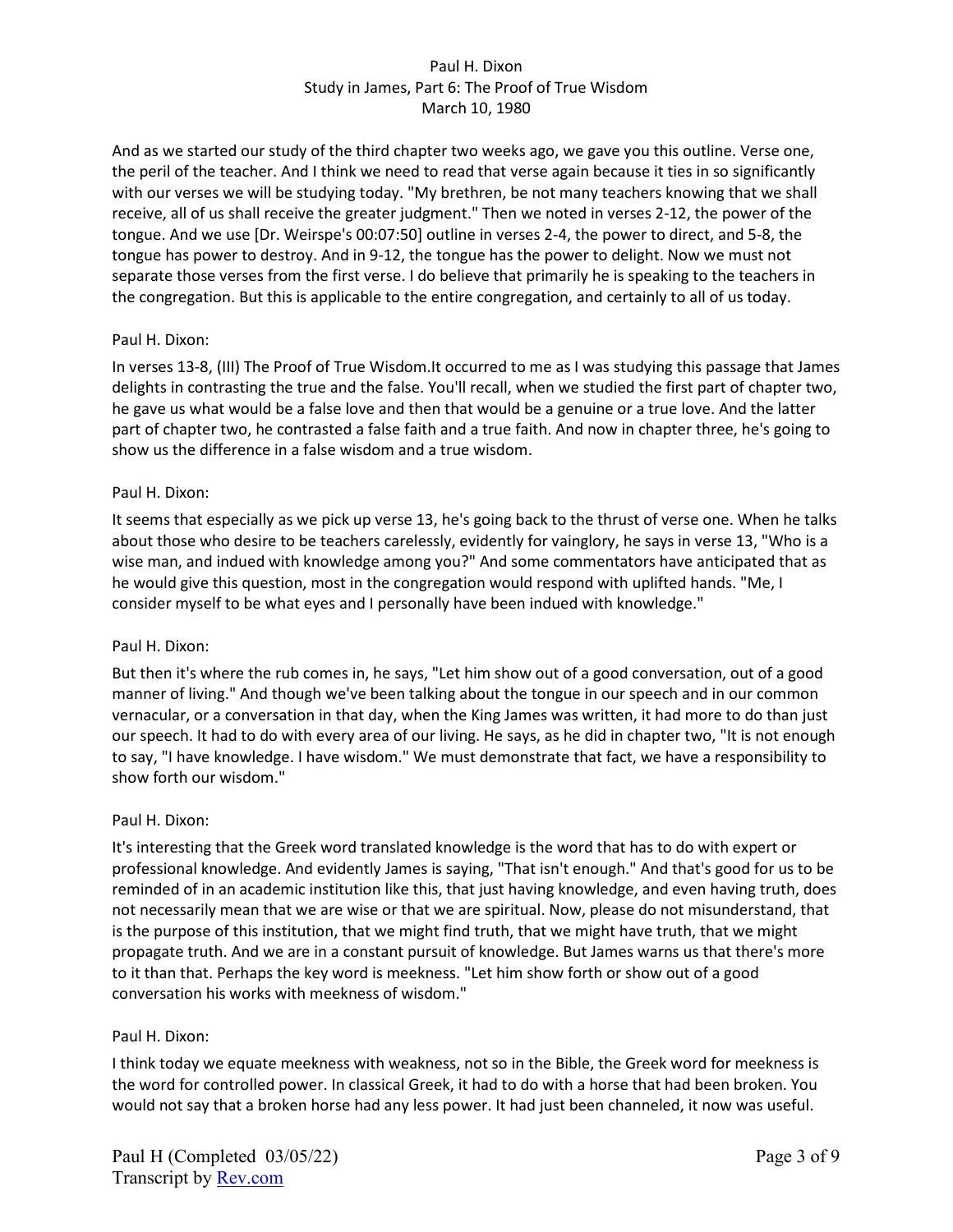And as we started our study of the third chapter two weeks ago, we gave you this outline. Verse one, the peril of the teacher. And I think we need to read that verse again because it ties in so significantly with our verses we will be studying today. "My brethren, be not many teachers knowing that we shall receive, all of us shall receive the greater judgment." Then we noted in verses 2-12, the power of the tongue. And we use [Dr. Weirspe's 00:07:50] outline in verses 2-4, the power to direct, and 5-8, the tongue has power to destroy. And in 9-12, the tongue has the power to delight. Now we must not separate those verses from the first verse. I do believe that primarily he is speaking to the teachers in the congregation. But this is applicable to the entire congregation, and certainly to all of us today.

Paul H. Dixon:

In verses 13-8, (III) The Proof of True Wisdom.It occurred to me as I was studying this passage that James delights in contrasting the true and the false. You'll recall, when we studied the first part of chapter two, he gave us what would be a false love and then that would be a genuine or a true love. And the latter part of chapter two, he contrasted a false faith and a true faith. And now in chapter three, he's going to show us the difference in a false wisdom and a true wisdom.

Paul H. Dixon:

It seems that especially as we pick up verse 13, he's going back to the thrust of verse one. When he talks about those who desire to be teachers carelessly, evidently for vainglory, he says in verse 13, "Who is a wise man, and indued with knowledge among you?" And some commentators have anticipated that as he would give this question, most in the congregation would respond with uplifted hands. "Me, I consider myself to be what eyes and I personally have been indued with knowledge."

Paul H. Dixon:

But then it's where the rub comes in, he says, "Let him show out of a good conversation, out of a good manner of living." And though we've been talking about the tongue in our speech and in our common vernacular, or a conversation in that day, when the King James was written, it had more to do than just our speech. It had to do with every area of our living. He says, as he did in chapter two, "It is not enough to say, "I have knowledge. I have wisdom." We must demonstrate that fact, we have a responsibility to show forth our wisdom."

Paul H. Dixon:

It's interesting that the Greek word translated knowledge is the word that has to do with expert or professional knowledge. And evidently James is saying, "That isn't enough." And that's good for us to be reminded of in an academic institution like this, that just having knowledge, and even having truth, does not necessarily mean that we are wise or that we are spiritual. Now, please do not misunderstand, that is the purpose of this institution, that we might find truth, that we might have truth, that we might propagate truth. And we are in a constant pursuit of knowledge. But James warns us that there's more to it than that. Perhaps the key word is meekness. "Let him show forth or show out of a good conversation his works with meekness of wisdom."

Paul H. Dixon:

I think today we equate meekness with weakness, not so in the Bible, the Greek word for meekness is the word for controlled power. In classical Greek, it had to do with a horse that had been broken. You would not say that a broken horse had any less power. It had just been channeled, it now was useful.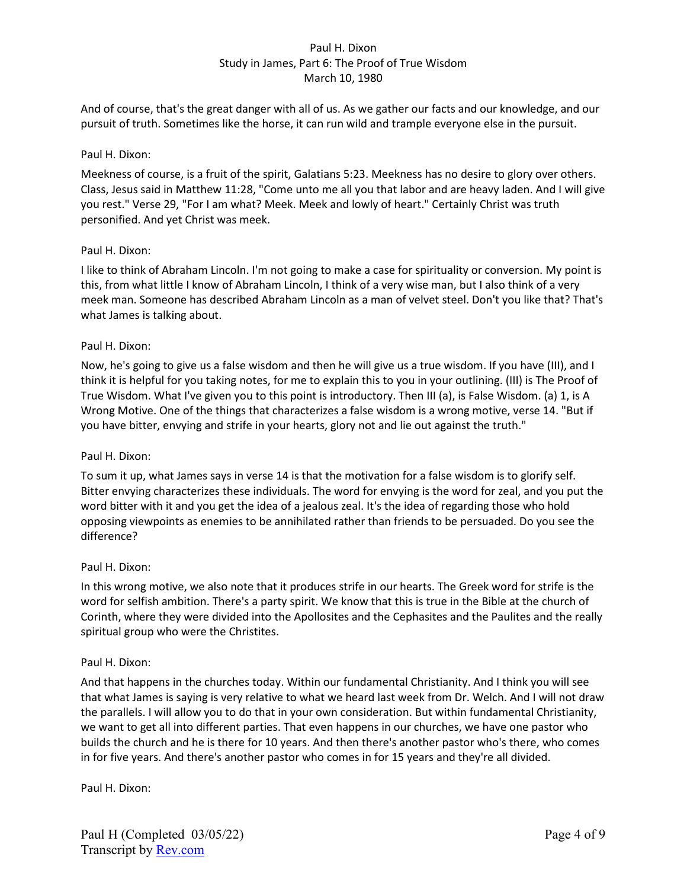And of course, that's the great danger with all of us. As we gather our facts and our knowledge, and our pursuit of truth. Sometimes like the horse, it can run wild and trample everyone else in the pursuit.

Paul H. Dixon:

Meekness of course, is a fruit of the spirit, Galatians 5:23. Meekness has no desire to glory over others. Class, Jesus said in Matthew 11:28, "Come unto me all you that labor and are heavy laden. And I will give you rest." Verse 29, "For I am what? Meek. Meek and lowly of heart." Certainly Christ was truth personified. And yet Christ was meek.

Paul H. Dixon:

I like to think of Abraham Lincoln. I'm not going to make a case for spirituality or conversion. My point is this, from what little I know of Abraham Lincoln, I think of a very wise man, but I also think of a very meek man. Someone has described Abraham Lincoln as a man of velvet steel. Don't you like that? That's what James is talking about.

Paul H. Dixon:

Now, he's going to give us a false wisdom and then he will give us a true wisdom. If you have (III), and I think it is helpful for you taking notes, for me to explain this to you in your outlining. (III) is The Proof of True Wisdom. What I've given you to this point is introductory. Then III (a), is False Wisdom. (a) 1, is A Wrong Motive. One of the things that characterizes a false wisdom is a wrong motive, verse 14. "But if you have bitter, envying and strife in your hearts, glory not and lie out against the truth."

Paul H. Dixon:

To sum it up, what James says in verse 14 is that the motivation for a false wisdom is to glorify self. Bitter envying characterizes these individuals. The word for envying is the word for zeal, and you put the word bitter with it and you get the idea of a jealous zeal. It's the idea of regarding those who hold opposing viewpoints as enemies to be annihilated rather than friends to be persuaded. Do you see the difference?

Paul H. Dixon:

In this wrong motive, we also note that it produces strife in our hearts. The Greek word for strife is the word for selfish ambition. There's a party spirit. We know that this is true in the Bible at the church of Corinth, where they were divided into the Apollosites and the Cephasites and the Paulites and the really spiritual group who were the Christites.

Paul H. Dixon:

And that happens in the churches today. Within our fundamental Christianity. And I think you will see that what James is saying is very relative to what we heard last week from Dr. Welch. And I will not draw the parallels. I will allow you to do that in your own consideration. But within fundamental Christianity, we want to get all into different parties. That even happens in our churches, we have one pastor who builds the church and he is there for 10 years. And then there's another pastor who's there, who comes in for five years. And there's another pastor who comes in for 15 years and they're all divided.

Paul H. Dixon: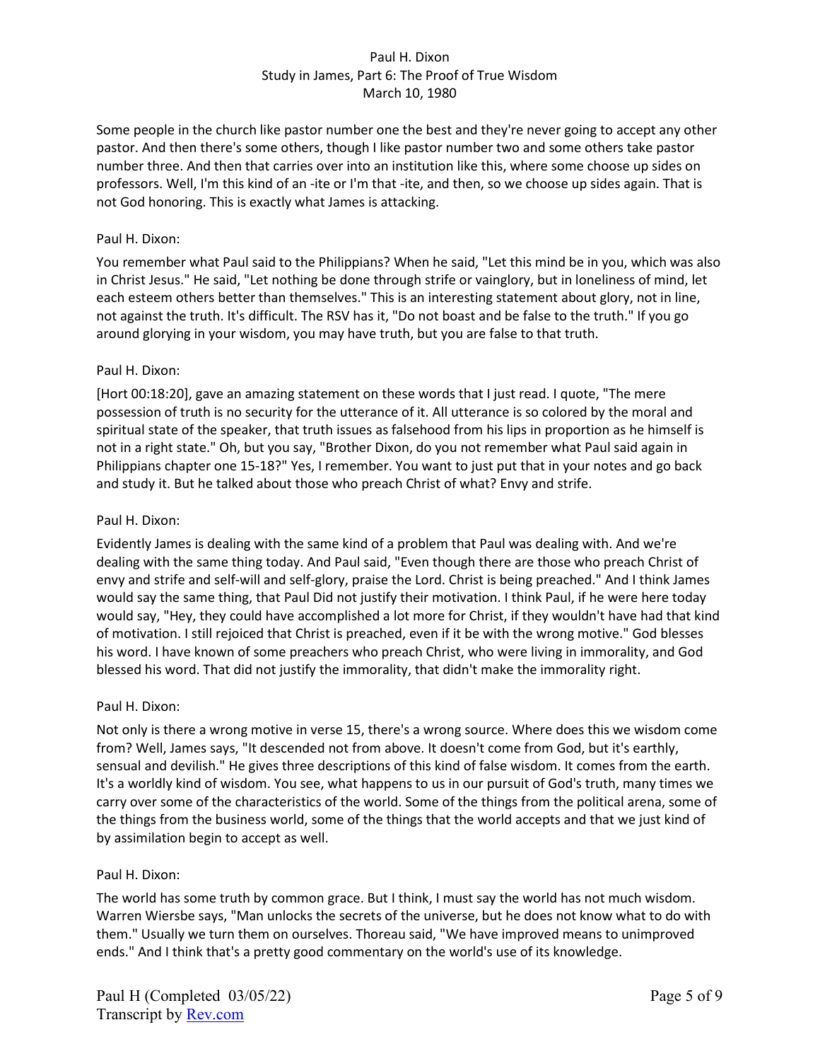Some people in the church like pastor number one the best and they're never going to accept any other pastor. And then there's some others, though I like pastor number two and some others take pastor number three. And then that carries over into an institution like this, where some choose up sides on professors. Well, I'm this kind of an -ite or I'm that -ite, and then, so we choose up sides again. That is not God honoring. This is exactly what James is attacking.

Paul H. Dixon:

You remember what Paul said to the Philippians? When he said, "Let this mind be in you, which was also in Christ Jesus." He said, "Let nothing be done through strife or vainglory, but in loneliness of mind, let each esteem others better than themselves." This is an interesting statement about glory, not in line, not against the truth. It's difficult. The RSV has it, "Do not boast and be false to the truth." If you go around glorying in your wisdom, you may have truth, but you are false to that truth.

Paul H. Dixon:

[Hort 00:18:20], gave an amazing statement on these words that I just read. I quote, "The mere possession of truth is no security for the utterance of it. All utterance is so colored by the moral and spiritual state of the speaker, that truth issues as falsehood from his lips in proportion as he himself is not in a right state." Oh, but you say, "Brother Dixon, do you not remember what Paul said again in Philippians chapter one 15-18?" Yes, I remember. You want to just put that in your notes and go back and study it. But he talked about those who preach Christ of what? Envy and strife.

Paul H. Dixon:

Evidently James is dealing with the same kind of a problem that Paul was dealing with. And we're dealing with the same thing today. And Paul said, "Even though there are those who preach Christ of envy and strife and self-will and self-glory, praise the Lord. Christ is being preached." And I think James would say the same thing, that Paul Did not justify their motivation. I think Paul, if he were here today would say, "Hey, they could have accomplished a lot more for Christ, if they wouldn't have had that kind of motivation. I still rejoiced that Christ is preached, even if it be with the wrong motive." God blesses his word. I have known of some preachers who preach Christ, who were living in immorality, and God blessed his word. That did not justify the immorality, that didn't make the immorality right.

Paul H. Dixon:

Not only is there a wrong motive in verse 15, there's a wrong source. Where does this we wisdom come from? Well, James says, "It descended not from above. It doesn't come from God, but it's earthly, sensual and devilish." He gives three descriptions of this kind of false wisdom. It comes from the earth. It's a worldly kind of wisdom. You see, what happens to us in our pursuit of God's truth, many times we carry over some of the characteristics of the world. Some of the things from the political arena, some of the things from the business world, some of the things that the world accepts and that we just kind of by assimilation begin to accept as well.

Paul H. Dixon:

The world has some truth by common grace. But I think, I must say the world has not much wisdom. Warren Wiersbe says, "Man unlocks the secrets of the universe, but he does not know what to do with them." Usually we turn them on ourselves. Thoreau said, "We have improved means to unimproved ends." And I think that's a pretty good commentary on the world's use of its knowledge.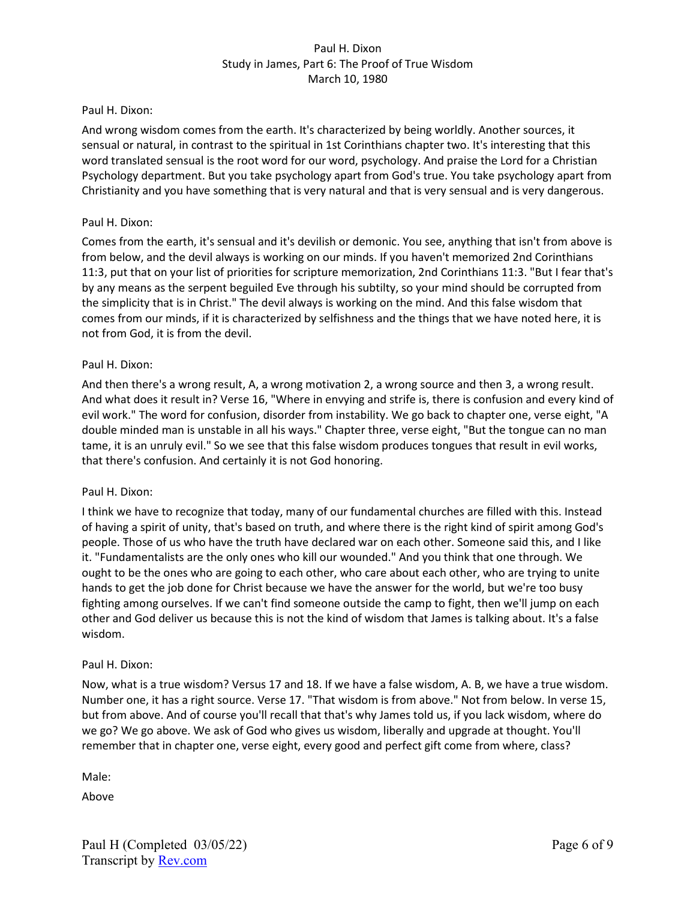Paul H. Dixon:

And wrong wisdom comes from the earth. It's characterized by being worldly. Another sources, it sensual or natural, in contrast to the spiritual in 1st Corinthians chapter two. It's interesting that this word translated sensual is the root word for our word, psychology. And praise the Lord for a Christian Psychology department. But you take psychology apart from God's true. You take psychology apart from Christianity and you have something that is very natural and that is very sensual and is very dangerous.

Paul H. Dixon:

Comes from the earth, it's sensual and it's devilish or demonic. You see, anything that isn't from above is from below, and the devil always is working on our minds. If you haven't memorized 2nd Corinthians 11:3, put that on your list of priorities for scripture memorization, 2nd Corinthians 11:3. "But I fear that's by any means as the serpent beguiled Eve through his subtilty, so your mind should be corrupted from the simplicity that is in Christ." The devil always is working on the mind. And this false wisdom that comes from our minds, if it is characterized by selfishness and the things that we have noted here, it is not from God, it is from the devil.

Paul H. Dixon:

And then there's a wrong result, A, a wrong motivation 2, a wrong source and then 3, a wrong result. And what does it result in? Verse 16, "Where in envying and strife is, there is confusion and every kind of evil work." The word for confusion, disorder from instability. We go back to chapter one, verse eight, "A double minded man is unstable in all his ways." Chapter three, verse eight, "But the tongue can no man tame, it is an unruly evil." So we see that this false wisdom produces tongues that result in evil works, that there's confusion. And certainly it is not God honoring.

Paul H. Dixon:

I think we have to recognize that today, many of our fundamental churches are filled with this. Instead of having a spirit of unity, that's based on truth, and where there is the right kind of spirit among God's people. Those of us who have the truth have declared war on each other. Someone said this, and I like it. "Fundamentalists are the only ones who kill our wounded." And you think that one through. We ought to be the ones who are going to each other, who care about each other, who are trying to unite hands to get the job done for Christ because we have the answer for the world, but we're too busy fighting among ourselves. If we can't find someone outside the camp to fight, then we'll jump on each other and God deliver us because this is not the kind of wisdom that James is talking about. It's a false wisdom.

Paul H. Dixon:

Now, what is a true wisdom? Versus 17 and 18. If we have a false wisdom, A. B, we have a true wisdom. Number one, it has a right source. Verse 17. "That wisdom is from above." Not from below. In verse 15, but from above. And of course you'll recall that that's why James told us, if you lack wisdom, where do we go? We go above. We ask of God who gives us wisdom, liberally and upgrade at thought. You'll remember that in chapter one, verse eight, every good and perfect gift come from where, class?

Male:

Above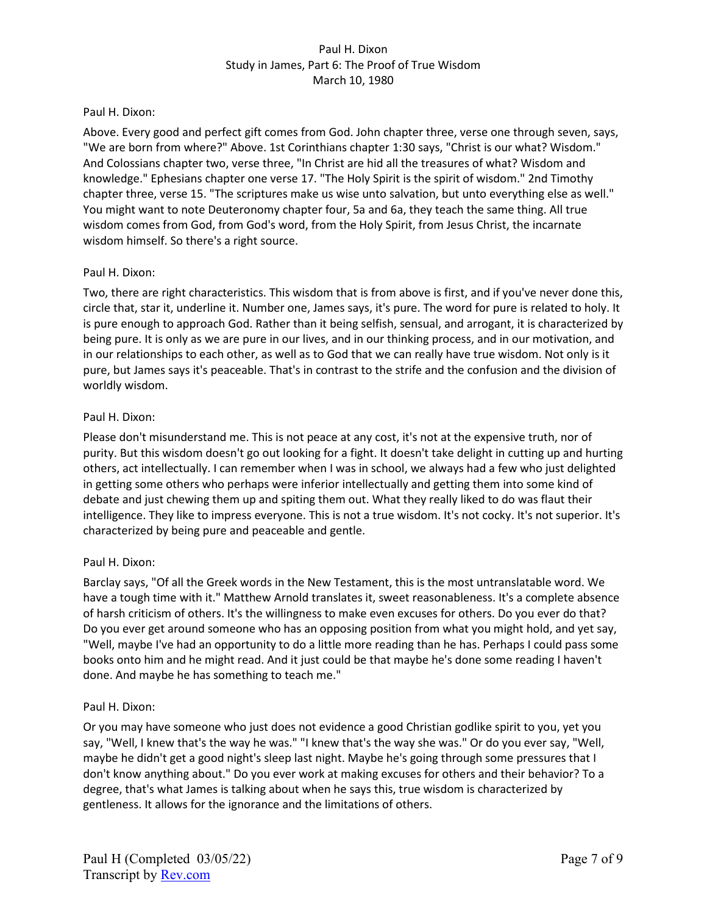Paul H. Dixon:

Above. Every good and perfect gift comes from God. John chapter three, verse one through seven, says, "We are born from where?" Above. 1st Corinthians chapter 1:30 says, "Christ is our what? Wisdom." And Colossians chapter two, verse three, "In Christ are hid all the treasures of what? Wisdom and knowledge." Ephesians chapter one verse 17. "The Holy Spirit is the spirit of wisdom." 2nd Timothy chapter three, verse 15. "The scriptures make us wise unto salvation, but unto everything else as well." You might want to note Deuteronomy chapter four, 5a and 6a, they teach the same thing. All true wisdom comes from God, from God's word, from the Holy Spirit, from Jesus Christ, the incarnate wisdom himself. So there's a right source.

Paul H. Dixon:

Two, there are right characteristics. This wisdom that is from above is first, and if you've never done this, circle that, star it, underline it. Number one, James says, it's pure. The word for pure is related to holy. It is pure enough to approach God. Rather than it being selfish, sensual, and arrogant, it is characterized by being pure. It is only as we are pure in our lives, and in our thinking process, and in our motivation, and in our relationships to each other, as well as to God that we can really have true wisdom. Not only is it pure, but James says it's peaceable. That's in contrast to the strife and the confusion and the division of worldly wisdom.

Paul H. Dixon:

Please don't misunderstand me. This is not peace at any cost, it's not at the expensive truth, nor of purity. But this wisdom doesn't go out looking for a fight. It doesn't take delight in cutting up and hurting others, act intellectually. I can remember when I was in school, we always had a few who just delighted in getting some others who perhaps were inferior intellectually and getting them into some kind of debate and just chewing them up and spiting them out. What they really liked to do was flaut their intelligence. They like to impress everyone. This is not a true wisdom. It's not cocky. It's not superior. It's characterized by being pure and peaceable and gentle.

Paul H. Dixon:

Barclay says, "Of all the Greek words in the New Testament, this is the most untranslatable word. We have a tough time with it." Matthew Arnold translates it, sweet reasonableness. It's a complete absence of harsh criticism of others. It's the willingness to make even excuses for others. Do you ever do that? Do you ever get around someone who has an opposing position from what you might hold, and yet say, "Well, maybe I've had an opportunity to do a little more reading than he has. Perhaps I could pass some books onto him and he might read. And it just could be that maybe he's done some reading I haven't done. And maybe he has something to teach me."

Paul H. Dixon:

Or you may have someone who just does not evidence a good Christian godlike spirit to you, yet you say, "Well, I knew that's the way he was." "I knew that's the way she was." Or do you ever say, "Well, maybe he didn't get a good night's sleep last night. Maybe he's going through some pressures that I don't know anything about." Do you ever work at making excuses for others and their behavior? To a degree, that's what James is talking about when he says this, true wisdom is characterized by gentleness. It allows for the ignorance and the limitations of others.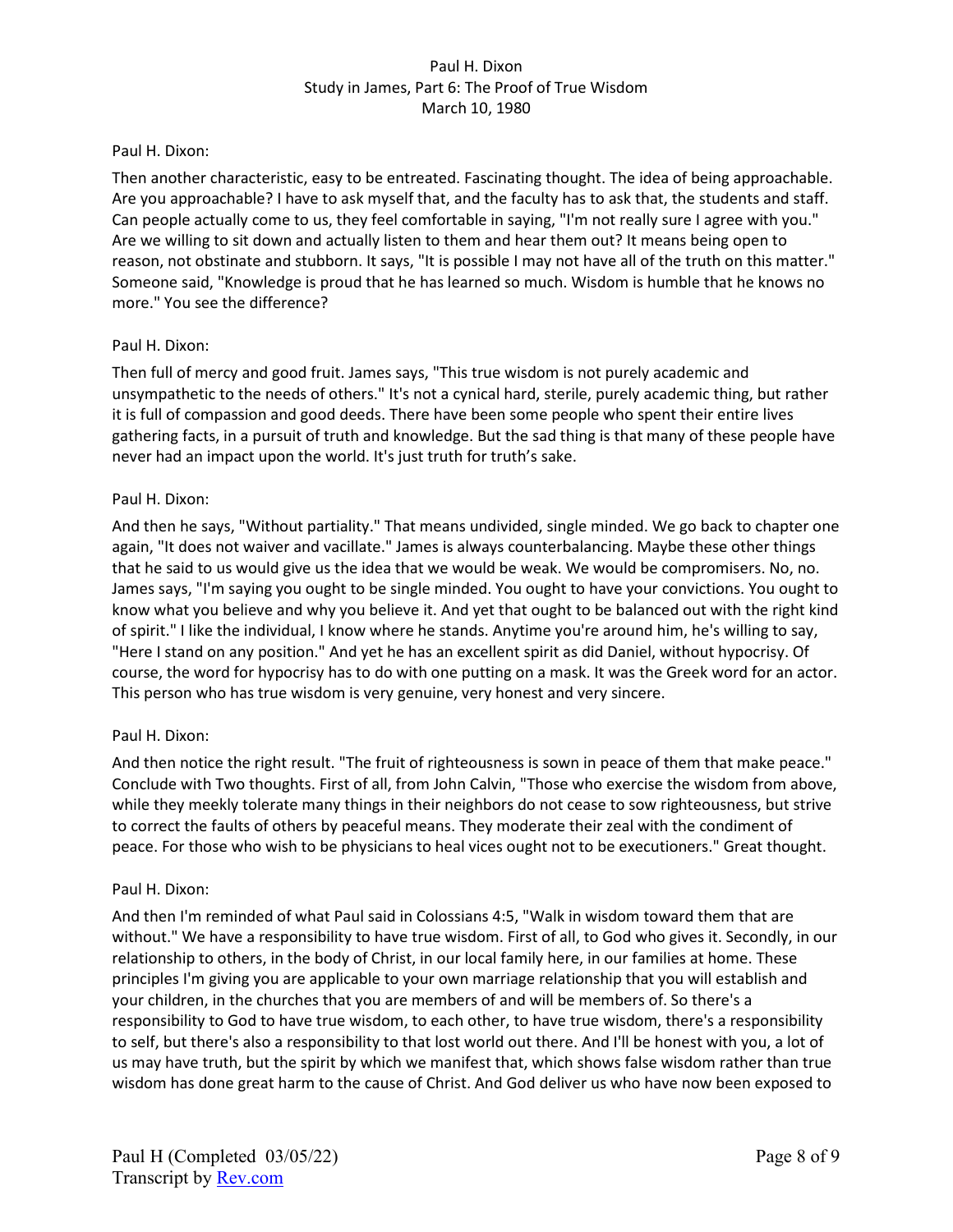Paul H. Dixon:

Then another characteristic, easy to be entreated. Fascinating thought. The idea of being approachable. Are you approachable? I have to ask myself that, and the faculty has to ask that, the students and staff. Can people actually come to us, they feel comfortable in saying, "I'm not really sure I agree with you." Are we willing to sit down and actually listen to them and hear them out? It means being open to reason, not obstinate and stubborn. It says, "It is possible I may not have all of the truth on this matter." Someone said, "Knowledge is proud that he has learned so much. Wisdom is humble that he knows no more." You see the difference?

Paul H. Dixon:

Then full of mercy and good fruit. James says, "This true wisdom is not purely academic and unsympathetic to the needs of others." It's not a cynical hard, sterile, purely academic thing, but rather it is full of compassion and good deeds. There have been some people who spent their entire lives gathering facts, in a pursuit of truth and knowledge. But the sad thing is that many of these people have never had an impact upon the world. It's just truth for truth's sake.

Paul H. Dixon:

And then he says, "Without partiality." That means undivided, single minded. We go back to chapter one again, "It does not waiver and vacillate." James is always counterbalancing. Maybe these other things that he said to us would give us the idea that we would be weak. We would be compromisers. No, no. James says, "I'm saying you ought to be single minded. You ought to have your convictions. You ought to know what you believe and why you believe it. And yet that ought to be balanced out with the right kind of spirit." I like the individual, I know where he stands. Anytime you're around him, he's willing to say, "Here I stand on any position." And yet he has an excellent spirit as did Daniel, without hypocrisy. Of course, the word for hypocrisy has to do with one putting on a mask. It was the Greek word for an actor. This person who has true wisdom is very genuine, very honest and very sincere.

Paul H. Dixon:

And then notice the right result. "The fruit of righteousness is sown in peace of them that make peace." Conclude with Two thoughts. First of all, from John Calvin, "Those who exercise the wisdom from above, while they meekly tolerate many things in their neighbors do not cease to sow righteousness, but strive to correct the faults of others by peaceful means. They moderate their zeal with the condiment of peace. For those who wish to be physicians to heal vices ought not to be executioners." Great thought.

Paul H. Dixon:

And then I'm reminded of what Paul said in Colossians 4:5, "Walk in wisdom toward them that are without." We have a responsibility to have true wisdom. First of all, to God who gives it. Secondly, in our relationship to others, in the body of Christ, in our local family here, in our families at home. These principles I'm giving you are applicable to your own marriage relationship that you will establish and your children, in the churches that you are members of and will be members of. So there's a responsibility to God to have true wisdom, to each other, to have true wisdom, there's a responsibility to self, but there's also a responsibility to that lost world out there. And I'll be honest with you, a lot of us may have truth, but the spirit by which we manifest that, which shows false wisdom rather than true wisdom has done great harm to the cause of Christ. And God deliver us who have now been exposed to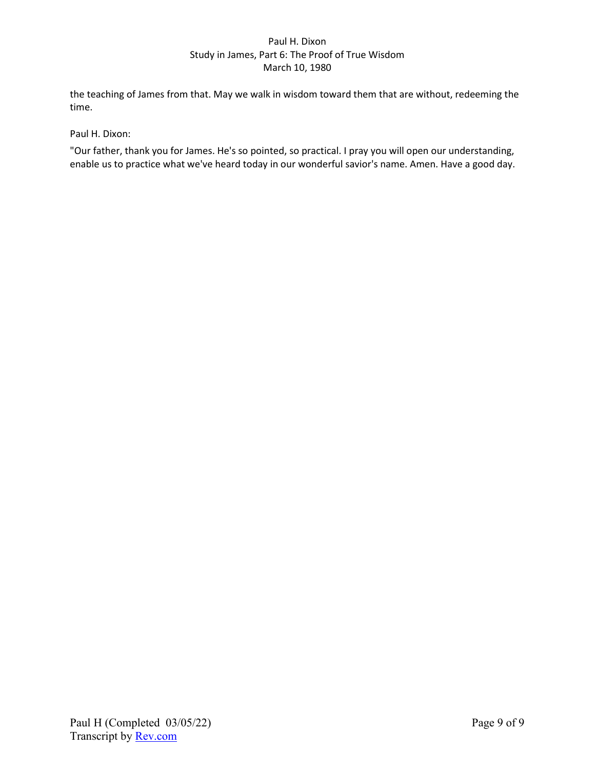the teaching of James from that. May we walk in wisdom toward them that are without, redeeming the time.

Paul H. Dixon:

"Our father, thank you for James. He's so pointed, so practical. I pray you will open our understanding, enable us to practice what we've heard today in our wonderful savior's name. Amen. Have a good day.